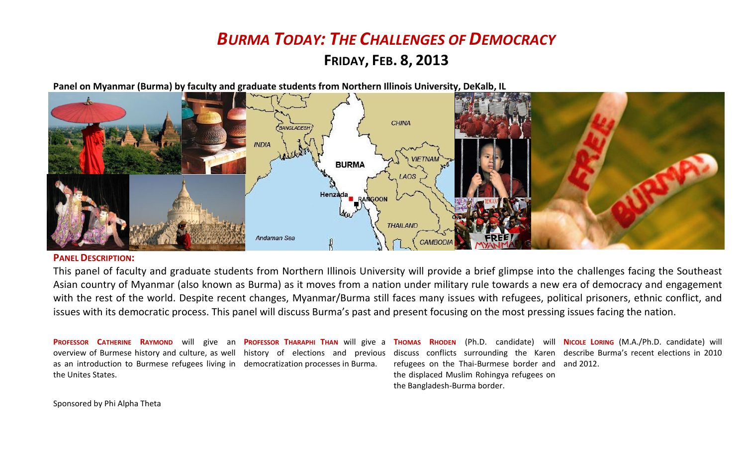# *BURMA TODAY: THE CHALLENGES OF DEMOCRACY*

## FRIDAY, FEB. 8, 2013

**Panel on Myanmar (Burma) by faculty and graduate students from Northern Illinois University, DeKalb, IL**

**PANEL DESCRIPTION:**

This panel of faculty and graduate students from Northern Illinois University will provide a brief glimpse into the challenges facing the Southeast Asian country of Myanmar (also known as Burma) as it moves from a nation under military rule towards a new era of democracy and engagement with the rest of the world. Despite recent changes, Myanmar/Burma still faces many issues with refugees, political prisoners, ethnic conflict, and issues with its democratic process. This panel will discuss Burma's past and present focusing on the most pressing issues facing the nation.

**PROFESSOR CATHERINE RAYMOND** will give an overview of Burmese history and culture, as well as an introduction to Burmese refugees living in the Unites States.

**PROFESSOR THARAPHI THAN** will give a history of elections and previous democratization processes in Burma.

**THOMAS RHODEN** (Ph.D. candidate) will discuss conflicts surrounding the Karen refugees on the Thai-Burmese border and the displaced Muslim Rohingya refugees on the Bangladesh-Burma border.

**NICOLE LORING** (M.A./Ph.D. candidate) will describe Burma's recent elections in 2010 and 2012.

Sponsored by Phi Alpha Theta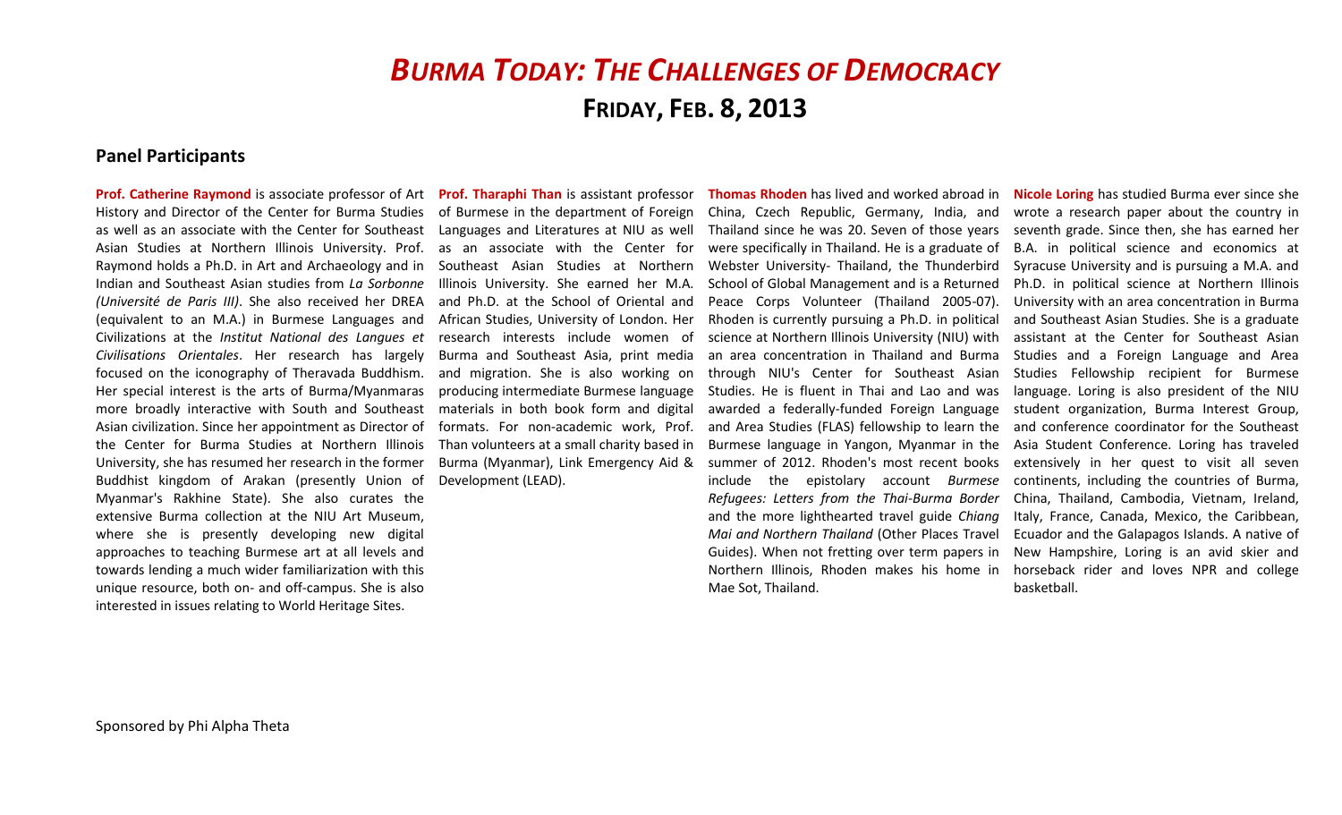# *Burma Today: The Challenges of Democracy*

## Friday, Feb. 8, 2013

### Panel Participants

**Prof. Catherine Raymond** is associate professor of Art History and Director of the Center for Burma Studies as well as an associate with the Center for Southeast Asian Studies at Northern Illinois University. Prof. Raymond holds a Ph.D. in Art and Archaeology and in Indian and Southeast Asian studies from *La Sorbonne (Université de Paris III)*. She also received her DREA (equivalent to an M.A.) in Burmese Languages and Civilizations at the *Institut National des Langues et Civilisations Orientales*. Her research has largely focused on the iconography of Theravada Buddhism. Her special interest is the arts of Burma/Myanmaras more broadly interactive with South and Southeast Asian civilization. Since her appointment as Director of the Center for Burma Studies at Northern Illinois University, she has resumed her research in the former Buddhist kingdom of Arakan (presently Union of Myanmar's Rakhine State). She also curates the extensive Burma collection at the NIU Art Museum, where she is presently developing new digital approaches to teaching Burmese art at all levels and towards lending a much wider familiarization with this unique resource, both on- and off-campus. She is also interested in issues relating to World Heritage Sites.

**Prof. Tharaphi Than** is assistant professor of Burmese in the department of Foreign Languages and Literatures at NIU as well as an associate with the Center for Southeast Asian Studies at Northern Illinois University. She earned her M.A. and Ph.D. at the School of Oriental and African Studies, University of London. Her research interests include women of Burma and Southeast Asia, print media and migration. She is also working on producing intermediate Burmese language materials in both book form and digital formats. For non-academic work, Prof. Than volunteers at a small charity based in Burma (Myanmar), Link Emergency Aid & Development (LEAD).

**Thomas Rhoden** has lived and worked abroad in China, Czech Republic, Germany, India, and Thailand since he was 20. Seven of those years were specifically in Thailand. He is a graduate of Webster University- Thailand, the Thunderbird School of Global Management and is a Returned Peace Corps Volunteer (Thailand 2005-07). Rhoden is currently pursuing a Ph.D. in political science at Northern Illinois University (NIU) with an area concentration in Thailand and Burma through NIU's Center for Southeast Asian Studies. He is fluent in Thai and Lao and was awarded a federally-funded Foreign Language and Area Studies (FLAS) fellowship to learn the Burmese language in Yangon, Myanmar in the summer of 2012. Rhoden's most recent books include the epistolary account *Burmese Refugees: Letters from the Thai-Burma Border* and the more lighthearted travel guide *Chiang Mai and Northern Thailand* (Other Places Travel Guides). When not fretting over term papers in Northern Illinois, Rhoden makes his home in Mae Sot, Thailand.

**Nicole Loring** has studied Burma ever since she wrote a research paper about the country in seventh grade. Since then, she has earned her B.A. in political science and economics at Syracuse University and is pursuing a M.A. and Ph.D. in political science at Northern Illinois University with an area concentration in Burma and Southeast Asian Studies. She is a graduate assistant at the Center for Southeast Asian Studies and a Foreign Language and Area Studies Fellowship recipient for Burmese language. Loring is also president of the NIU student organization, Burma Interest Group, and conference coordinator for the Southeast Asia Student Conference. Loring has traveled extensively in her quest to visit all seven continents, including the countries of Burma, China, Thailand, Cambodia, Vietnam, Ireland, Italy, France, Canada, Mexico, the Caribbean, Ecuador and the Galapagos Islands. A native of New Hampshire, Loring is an avid skier and horseback rider and loves NPR and college basketball.

Sponsored by Phi Alpha Theta